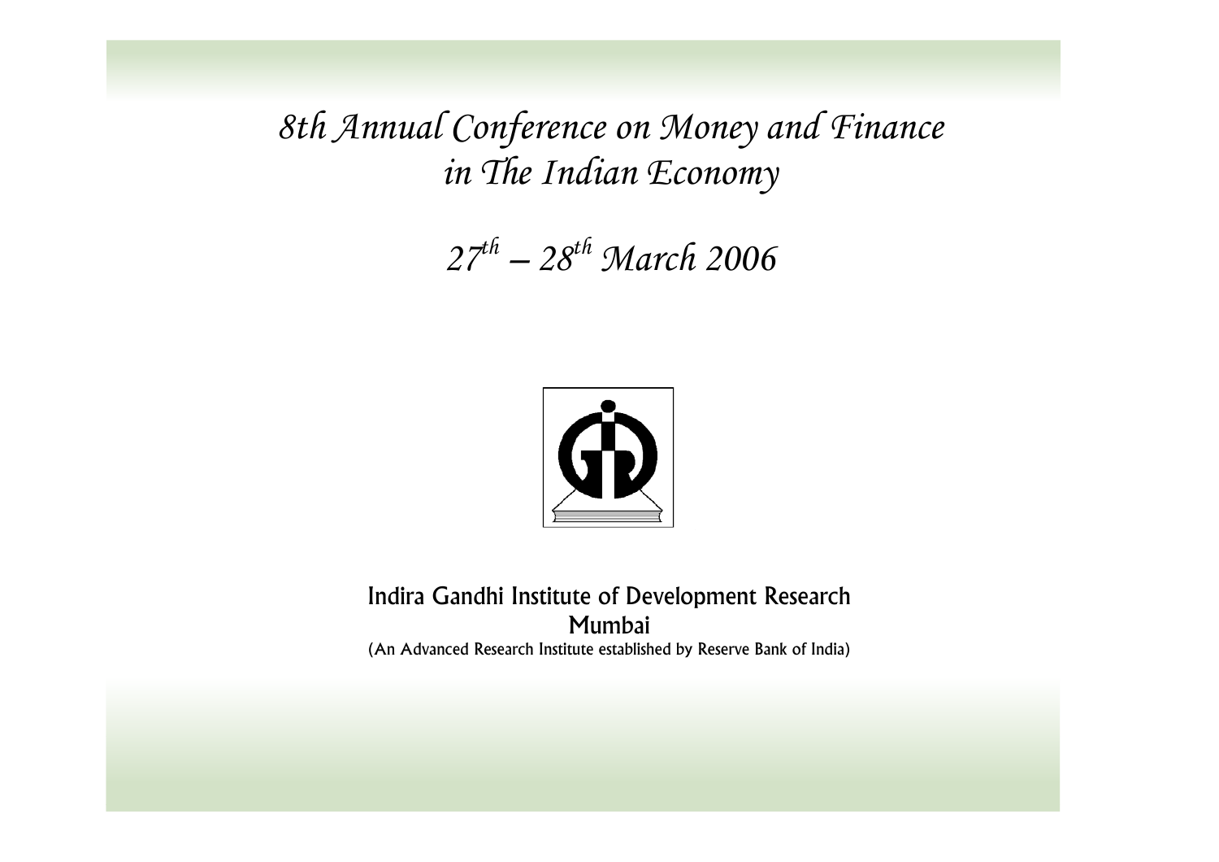# *8th Annual Conference on Money and Finance in The Indian Economy*

## *27th – 28th March 2006*

Indira Gandhi Institute of Development Research
Mumbai
(An Advanced Research Institute established by Reserve Bank of India)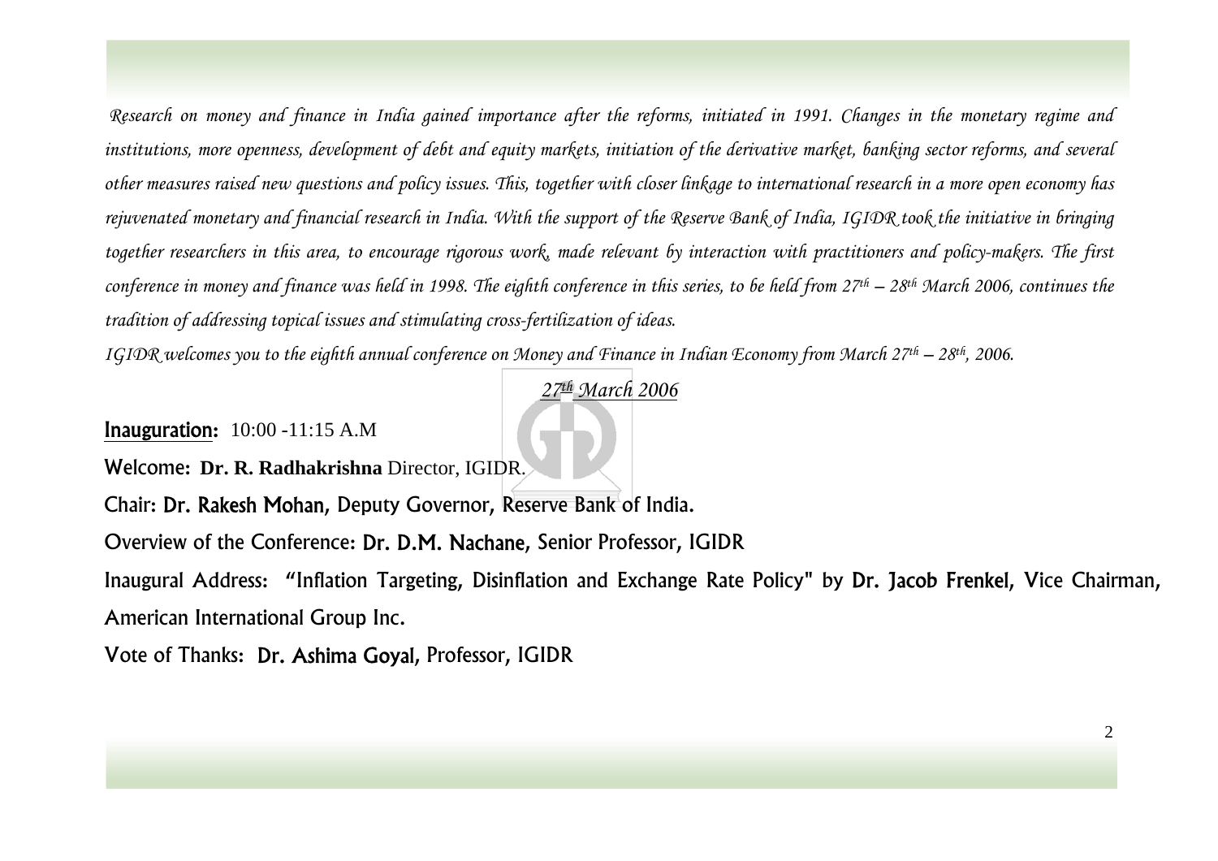*Research on money and finance in India gained importance after the reforms, initiated in 1991. Changes in the monetary regime and institutions, more openness, development of debt and equity markets, initiation of the derivative market, banking sector reforms, and several other measures raised new questions and policy issues. This, together with closer linkage to international research in a more open economy has rejuvenated monetary and financial research in India. With the support of the Reserve Bank of India, IGIDR took the initiative in bringing together researchers in this area, to encourage rigorous work, made relevant by interaction with practitioners and policy-makers. The first conference in money and finance was held in 1998. The eighth conference in this series, to be held from 27th – 28th March 2006, continues the tradition of addressing topical issues and stimulating cross-fertilization of ideas.*

*IGIDR welcomes you to the eighth annual conference on Money and Finance in Indian Economy from March 27th – 28th, 2006.*

***27th March 2006***

**Inauguration:** 10:00 -11:15 A.M

Welcome: **Dr. R. Radhakrishna** Director, IGIDR.

Chair: **Dr. Rakesh Mohan,** Deputy Governor, Reserve Bank of India.

Overview of the Conference: **Dr. D.M. Nachane,** Senior Professor, IGIDR

Inaugural Address: "Inflation Targeting, Disinflation and Exchange Rate Policy" by **Dr. Jacob Frenkel,** Vice Chairman, American International Group Inc.

Vote of Thanks: **Dr. Ashima Goyal,** Professor, IGIDR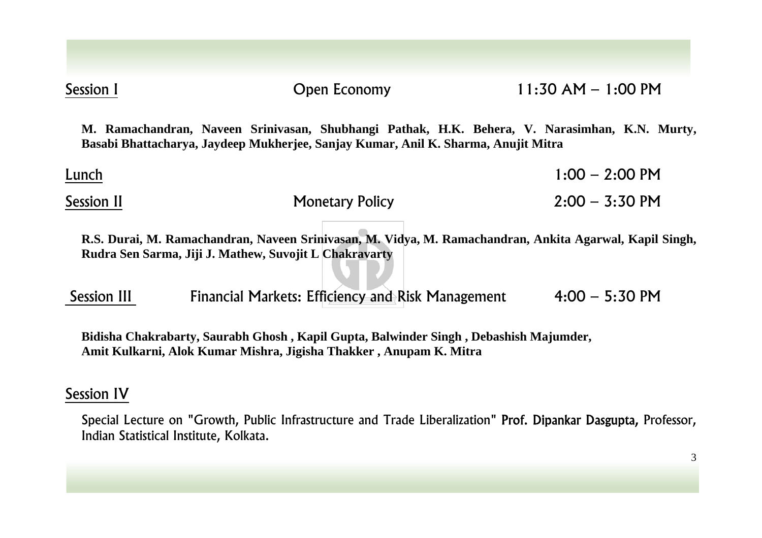**Session I** — Open Economy — 11:30 AM – 1:00 PM

**M. Ramachandran, Naveen Srinivasan, Shubhangi Pathak, H.K. Behera, V. Narasimhan, K.N. Murty, Basabi Bhattacharya, Jaydeep Mukherjee, Sanjay Kumar, Anil K. Sharma, Anujit Mitra**

**Lunch** — 1:00 – 2:00 PM

**Session II** — Monetary Policy — 2:00 – 3:30 PM

**R.S. Durai, M. Ramachandran, Naveen Srinivasan, M. Vidya, M. Ramachandran, Ankita Agarwal, Kapil Singh, Rudra Sen Sarma, Jiji J. Mathew, Suvojit L Chakravarty**

**Session III** — Financial Markets: Efficiency and Risk Management — 4:00 – 5:30 PM

**Bidisha Chakrabarty, Saurabh Ghosh , Kapil Gupta, Balwinder Singh , Debashish Majumder, Amit Kulkarni, Alok Kumar Mishra, Jigisha Thakker , Anupam K. Mitra**

**Session IV**

Special Lecture on "Growth, Public Infrastructure and Trade Liberalization" Prof. Dipankar Dasgupta, Professor, Indian Statistical Institute, Kolkata.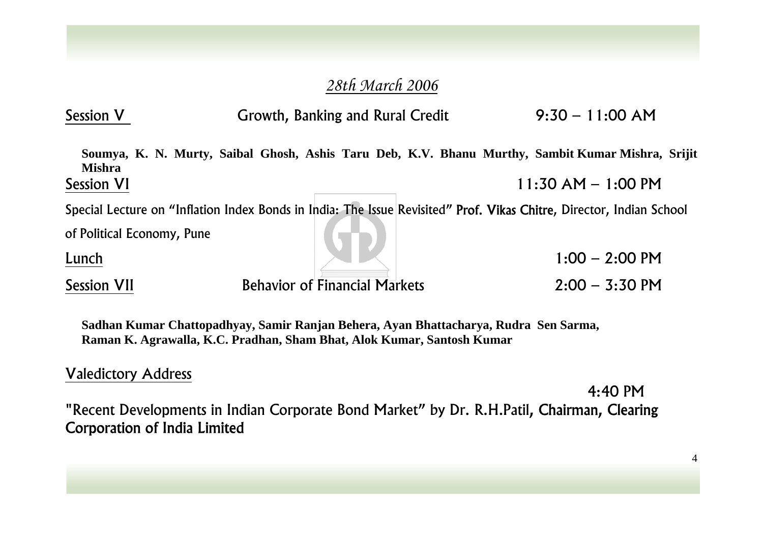*28th March 2006*

Session V | Growth, Banking and Rural Credit | 9:30 – 11:00 AM

**Soumya, K. N. Murty, Saibal Ghosh, Ashis Taru Deb, K.V. Bhanu Murthy, Sambit Kumar Mishra, Srijit Mishra**

Session VI | 11:30 AM – 1:00 PM

Special Lecture on "Inflation Index Bonds in India: The Issue Revisited" Prof. Vikas Chitre, Director, Indian School of Political Economy, Pune

Lunch | 1:00 – 2:00 PM

Session VII | Behavior of Financial Markets | 2:00 – 3:30 PM

**Sadhan Kumar Chattopadhyay, Samir Ranjan Behera, Ayan Bhattacharya, Rudra Sen Sarma, Raman K. Agrawalla, K.C. Pradhan, Sham Bhat, Alok Kumar, Santosh Kumar**

Valedictory Address | 4:40 PM

"Recent Developments in Indian Corporate Bond Market" by Dr. R.H.Patil, Chairman, Clearing Corporation of India Limited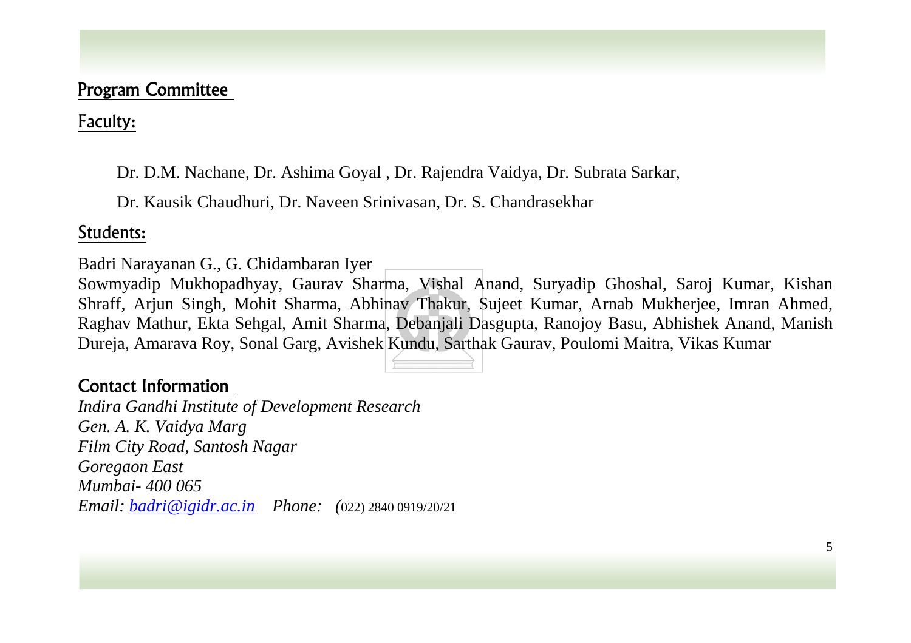## Program Committee

### Faculty:

Dr. D.M. Nachane, Dr. Ashima Goyal , Dr. Rajendra Vaidya, Dr. Subrata Sarkar,

Dr. Kausik Chaudhuri, Dr. Naveen Srinivasan, Dr. S. Chandrasekhar

### Students:

Badri Narayanan G., G. Chidambaran Iyer
Sowmyadip Mukhopadhyay, Gaurav Sharma, Vishal Anand, Suryadip Ghoshal, Saroj Kumar, Kishan Shraff, Arjun Singh, Mohit Sharma, Abhinav Thakur, Sujeet Kumar, Arnab Mukherjee, Imran Ahmed, Raghav Mathur, Ekta Sehgal, Amit Sharma, Debanjali Dasgupta, Ranojoy Basu, Abhishek Anand, Manish Dureja, Amarava Roy, Sonal Garg, Avishek Kundu, Sarthak Gaurav, Poulomi Maitra, Vikas Kumar

## Contact Information

*Indira Gandhi Institute of Development Research*
*Gen. A. K. Vaidya Marg*
*Film City Road, Santosh Nagar*
*Goregaon East*
*Mumbai- 400 065*
*Email: badri@igidr.ac.in* *Phone:* (022) 2840 0919/20/21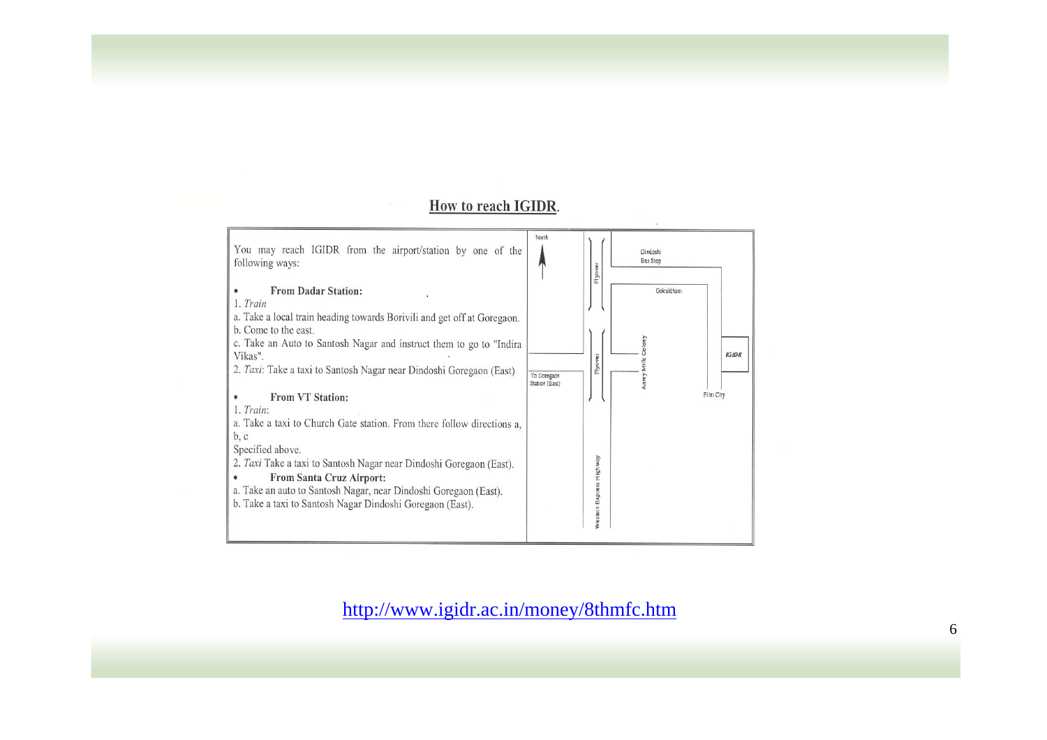## How to reach IGIDR.

You may reach IGIDR from the airport/station by one of the following ways:

- **From Dadar Station:**

1. *Train*

a. Take a local train heading towards Borivili and get off at Goregaon.

b. Come to the east.

c. Take an Auto to Santosh Nagar and instruct them to go to "Indira Vikas".

2. *Taxi*: Take a taxi to Santosh Nagar near Dindoshi Goregaon (East)

- **From VT Station:**

1. *Train*:

a. Take a taxi to Church Gate station. From there follow directions a, b, c

Specified above.

2. *Taxi* Take a taxi to Santosh Nagar near Dindoshi Goregaon (East).

- **From Santa Cruz Airport:**

a. Take an auto to Santosh Nagar, near Dindoshi Goregaon (East).

b. Take a taxi to Santosh Nagar Dindoshi Goregaon (East).

North

Flyover

Dindoshi Bus Stop

Gokuldham

Aarey Milk Colony

IGIDR

Film City

To Goregaon Station (East)

Western Express Highway

http://www.igidr.ac.in/money/8thmfc.htm